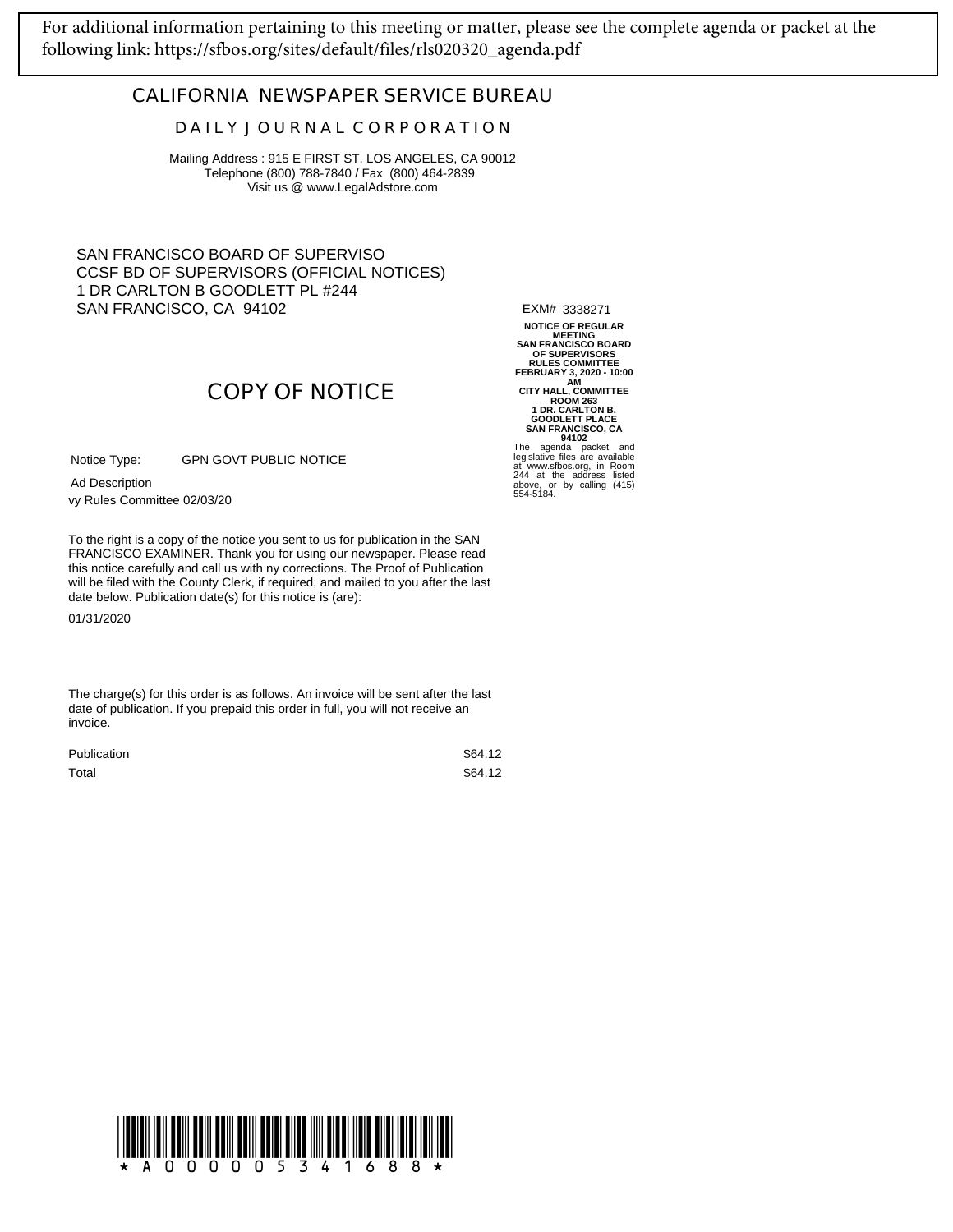For additional information pertaining to this meeting or matter, please see the complete agenda or packet at the following link: https://sfbos.org/sites/default/files/rls020320_agenda.pdf

## CALIFORNIA NEWSPAPER SERVICE BUREAU

### DAILY JOURNAL CORPORATION

Mailing Address : 915 E FIRST ST, LOS ANGELES, CA 90012
Telephone (800) 788-7840 / Fax (800) 464-2839
Visit us @ www.LegalAdstore.com

SAN FRANCISCO BOARD OF SUPERVISO
CCSF BD OF SUPERVISORS (OFFICIAL NOTICES)
1 DR CARLTON B GOODLETT PL #244
SAN FRANCISCO, CA 94102

EXM# 3338271

## COPY OF NOTICE

Notice Type: GPN GOVT PUBLIC NOTICE

Ad Description
vy Rules Committee 02/03/20

To the right is a copy of the notice you sent to us for publication in the SAN FRANCISCO EXAMINER. Thank you for using our newspaper. Please read this notice carefully and call us with ny corrections. The Proof of Publication will be filed with the County Clerk, if required, and mailed to you after the last date below. Publication date(s) for this notice is (are):

01/31/2020

The charge(s) for this order is as follows. An invoice will be sent after the last date of publication. If you prepaid this order in full, you will not receive an invoice.

| | |
|---|---|
| Publication | $64.12 |
| Total | $64.12 |

**NOTICE OF REGULAR MEETING SAN FRANCISCO BOARD OF SUPERVISORS RULES COMMITTEE FEBRUARY 3, 2020 - 10:00 AM CITY HALL, COMMITTEE ROOM 263 1 DR. CARLTON B. GOODLETT PLACE SAN FRANCISCO, CA 94102**

The agenda packet and legislative files are available at www.sfbos.org, in Room 244 at the address listed above, or by calling (415) 554-5184.

\* A 0 0 0 0 0 5 3 4 1 6 8 8 \*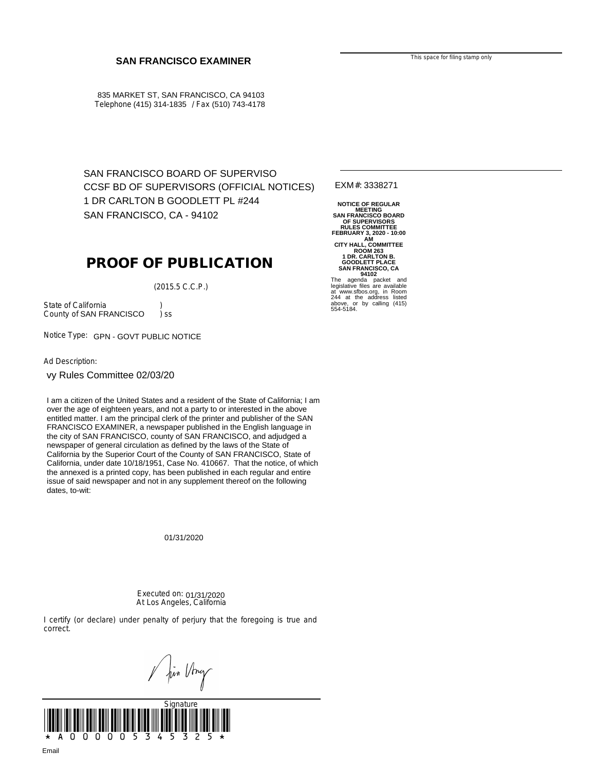**SAN FRANCISCO EXAMINER**

835 MARKET ST, SAN FRANCISCO, CA 94103
Telephone (415) 314-1835 / Fax (510) 743-4178

This space for filing stamp only

SAN FRANCISCO BOARD OF SUPERVISO
CCSF BD OF SUPERVISORS (OFFICIAL NOTICES)
1 DR CARLTON B GOODLETT PL #244
SAN FRANCISCO, CA - 94102

EXM#: 3338271

**NOTICE OF REGULAR MEETING**
**SAN FRANCISCO BOARD OF SUPERVISORS**
**RULES COMMITTEE**
**FEBRUARY 3, 2020 - 10:00 AM**
**CITY HALL, COMMITTEE ROOM 263**
**1 DR. CARLTON B. GOODLETT PLACE**
**SAN FRANCISCO, CA 94102**

The agenda packet and legislative files are available at www.sfbos.org, in Room 244 at the address listed above, or by calling (415) 554-5184.

# PROOF OF PUBLICATION

(2015.5 C.C.P.)

State of California )
County of SAN FRANCISCO ) ss

Notice Type: GPN - GOVT PUBLIC NOTICE

Ad Description:

vy Rules Committee 02/03/20

I am a citizen of the United States and a resident of the State of California; I am over the age of eighteen years, and not a party to or interested in the above entitled matter. I am the principal clerk of the printer and publisher of the SAN FRANCISCO EXAMINER, a newspaper published in the English language in the city of SAN FRANCISCO, county of SAN FRANCISCO, and adjudged a newspaper of general circulation as defined by the laws of the State of California by the Superior Court of the County of SAN FRANCISCO, State of California, under date 10/18/1951, Case No. 410667. That the notice, of which the annexed is a printed copy, has been published in each regular and entire issue of said newspaper and not in any supplement thereof on the following dates, to-wit:

01/31/2020

Executed on: 01/31/2020
At Los Angeles, California

I certify (or declare) under penalty of perjury that the foregoing is true and correct.

Signature

\* A 0 0 0 0 0 5 3 4 5 3 2 5 \*

Email